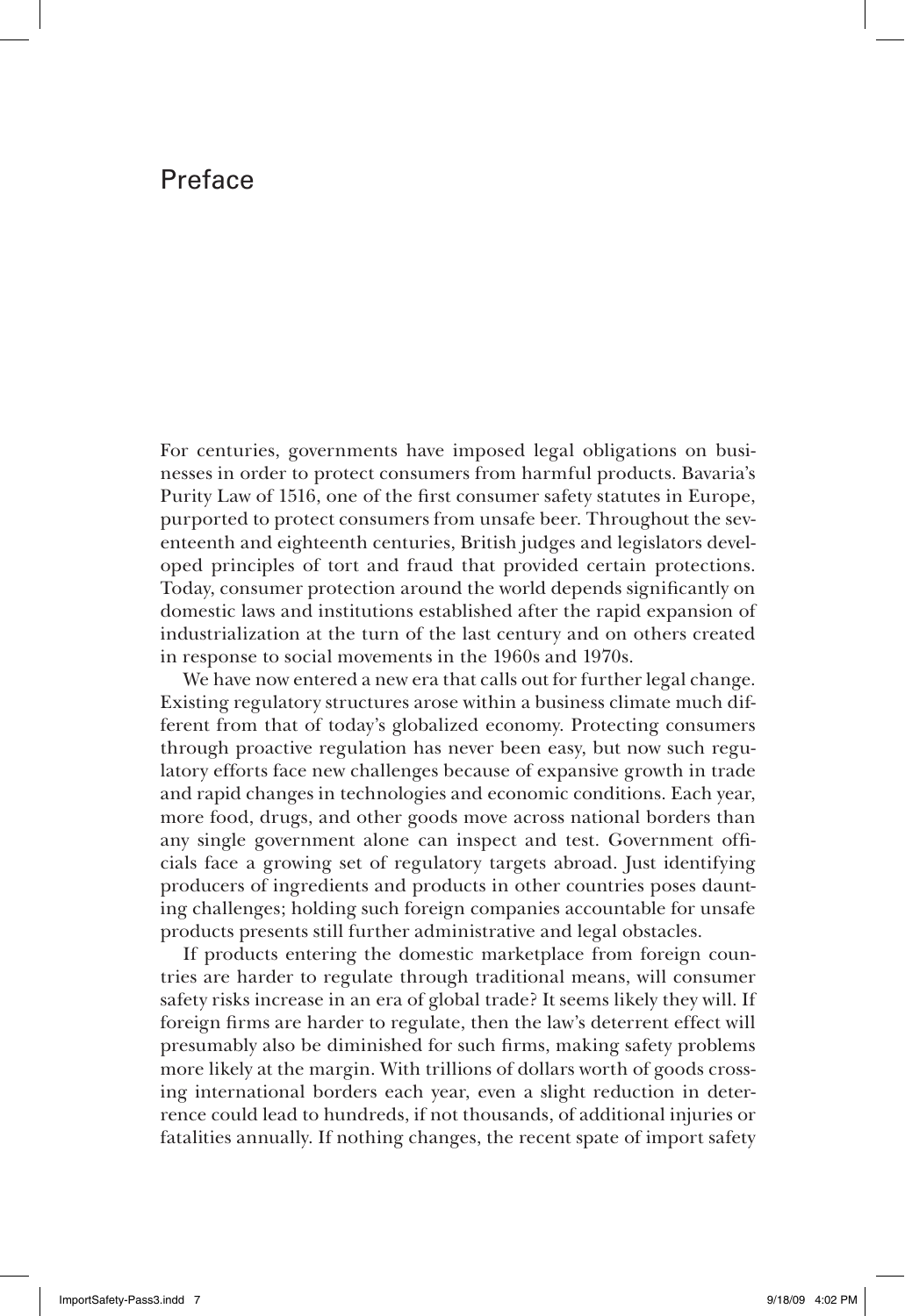# Preface

For centuries, governments have imposed legal obligations on businesses in order to protect consumers from harmful products. Bavaria's Purity Law of 1516, one of the first consumer safety statutes in Europe, purported to protect consumers from unsafe beer. Throughout the seventeenth and eighteenth centuries, British judges and legislators developed principles of tort and fraud that provided certain protections. Today, consumer protection around the world depends significantly on domestic laws and institutions established after the rapid expansion of industrialization at the turn of the last century and on others created in response to social movements in the 1960s and 1970s.

We have now entered a new era that calls out for further legal change. Existing regulatory structures arose within a business climate much different from that of today's globalized economy. Protecting consumers through proactive regulation has never been easy, but now such regulatory efforts face new challenges because of expansive growth in trade and rapid changes in technologies and economic conditions. Each year, more food, drugs, and other goods move across national borders than any single government alone can inspect and test. Government officials face a growing set of regulatory targets abroad. Just identifying producers of ingredients and products in other countries poses daunting challenges; holding such foreign companies accountable for unsafe products presents still further administrative and legal obstacles.

If products entering the domestic marketplace from foreign countries are harder to regulate through traditional means, will consumer safety risks increase in an era of global trade? It seems likely they will. If foreign firms are harder to regulate, then the law's deterrent effect will presumably also be diminished for such firms, making safety problems more likely at the margin. With trillions of dollars worth of goods crossing international borders each year, even a slight reduction in deterrence could lead to hundreds, if not thousands, of additional injuries or fatalities annually. If nothing changes, the recent spate of import safety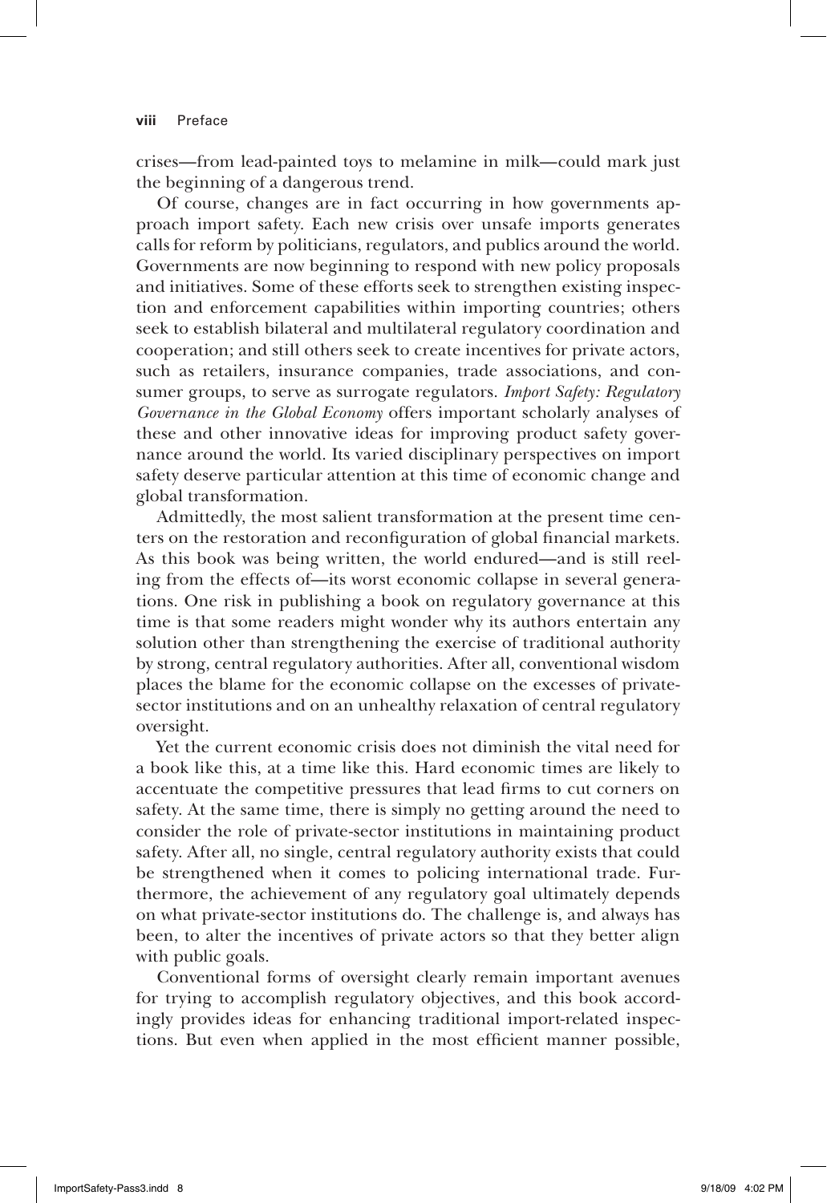crises—from lead-painted toys to melamine in milk—could mark just the beginning of a dangerous trend.

Of course, changes are in fact occurring in how governments approach import safety. Each new crisis over unsafe imports generates calls for reform by politicians, regulators, and publics around the world. Governments are now beginning to respond with new policy proposals and initiatives. Some of these efforts seek to strengthen existing inspection and enforcement capabilities within importing countries; others seek to establish bilateral and multilateral regulatory coordination and cooperation; and still others seek to create incentives for private actors, such as retailers, insurance companies, trade associations, and consumer groups, to serve as surrogate regulators. *Import Safety: Regulatory Governance in the Global Economy* offers important scholarly analyses of these and other innovative ideas for improving product safety governance around the world. Its varied disciplinary perspectives on import safety deserve particular attention at this time of economic change and global transformation.

Admittedly, the most salient transformation at the present time centers on the restoration and reconfiguration of global financial markets. As this book was being written, the world endured—and is still reeling from the effects of—its worst economic collapse in several generations. One risk in publishing a book on regulatory governance at this time is that some readers might wonder why its authors entertain any solution other than strengthening the exercise of traditional authority by strong, central regulatory authorities. After all, conventional wisdom places the blame for the economic collapse on the excesses of private-sector institutions and on an unhealthy relaxation of central regulatory oversight.

Yet the current economic crisis does not diminish the vital need for a book like this, at a time like this. Hard economic times are likely to accentuate the competitive pressures that lead firms to cut corners on safety. At the same time, there is simply no getting around the need to consider the role of private-sector institutions in maintaining product safety. After all, no single, central regulatory authority exists that could be strengthened when it comes to policing international trade. Furthermore, the achievement of any regulatory goal ultimately depends on what private-sector institutions do. The challenge is, and always has been, to alter the incentives of private actors so that they better align with public goals.

Conventional forms of oversight clearly remain important avenues for trying to accomplish regulatory objectives, and this book accordingly provides ideas for enhancing traditional import-related inspections. But even when applied in the most efficient manner possible,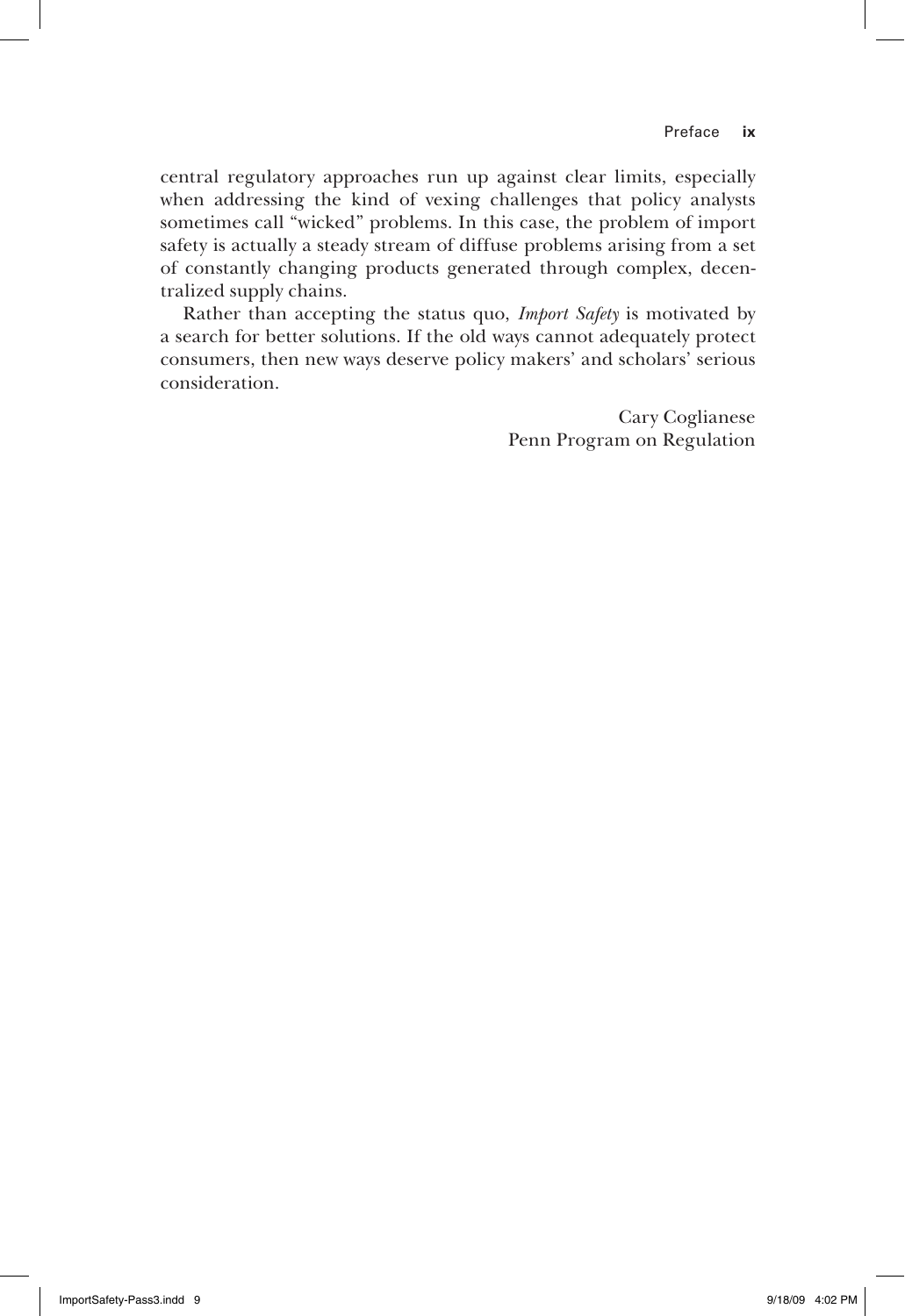central regulatory approaches run up against clear limits, especially when addressing the kind of vexing challenges that policy analysts sometimes call "wicked" problems. In this case, the problem of import safety is actually a steady stream of diffuse problems arising from a set of constantly changing products generated through complex, decentralized supply chains.

Rather than accepting the status quo, *Import Safety* is motivated by a search for better solutions. If the old ways cannot adequately protect consumers, then new ways deserve policy makers' and scholars' serious consideration.

Cary Coglianese
Penn Program on Regulation